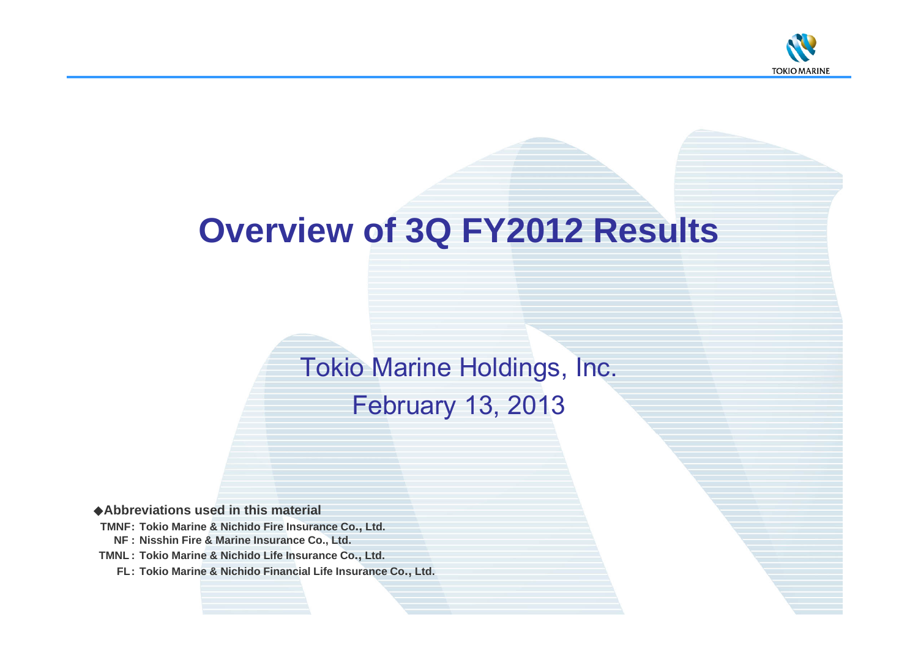# Overview of 3Q FY2012 Results

Tokio Marine Holdings, Inc.

February 13, 2013

◆**Abbreviations used in this material**

**TMNF: Tokio Marine & Nichido Fire Insurance Co., Ltd.**

**NF : Nisshin Fire & Marine Insurance Co., Ltd.**

**TMNL : Tokio Marine & Nichido Life Insurance Co., Ltd.**

**FL : Tokio Marine & Nichido Financial Life Insurance Co., Ltd.**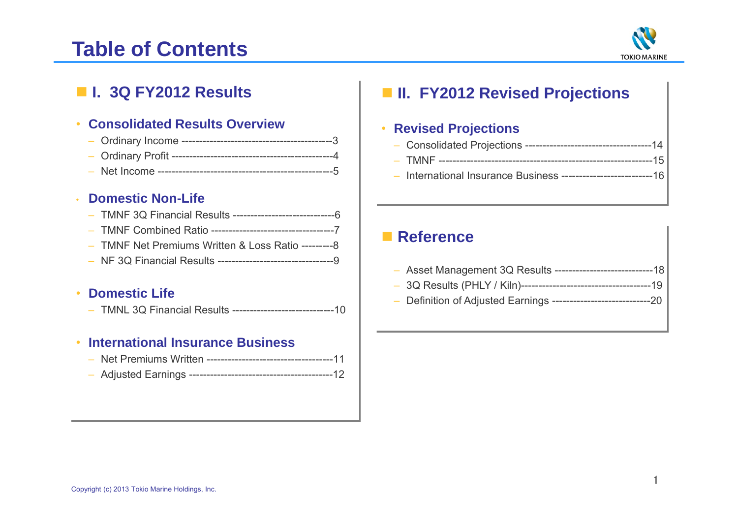# Table of Contents

## I. 3Q FY2012 Results

- **Consolidated Results Overview**
  - Ordinary Income ------------------------------------------3
  - Ordinary Profit ---------------------------------------------4
  - Net Income ------------------------------------------------5
- **Domestic Non-Life**
  - TMNF 3Q Financial Results ----------------------------6
  - TMNF Combined Ratio ----------------------------------7
  - TMNF Net Premiums Written & Loss Ratio ---------8
  - NF 3Q Financial Results --------------------------------9
- **Domestic Life**
  - TMNL 3Q Financial Results ----------------------------10
- **International Insurance Business**
  - Net Premiums Written ------------------------------------11
  - Adjusted Earnings ----------------------------------------12

## II. FY2012 Revised Projections

- **Revised Projections**
  - Consolidated Projections -----------------------------------14
  - TMNF ------------------------------------------------------------15
  - International Insurance Business -------------------------16

## Reference

- Asset Management 3Q Results ---------------------------18
- 3Q Results (PHLY / Kiln)-------------------------------------19
- Definition of Adjusted Earnings ----------------------------20

Copyright (c) 2013 Tokio Marine Holdings, Inc.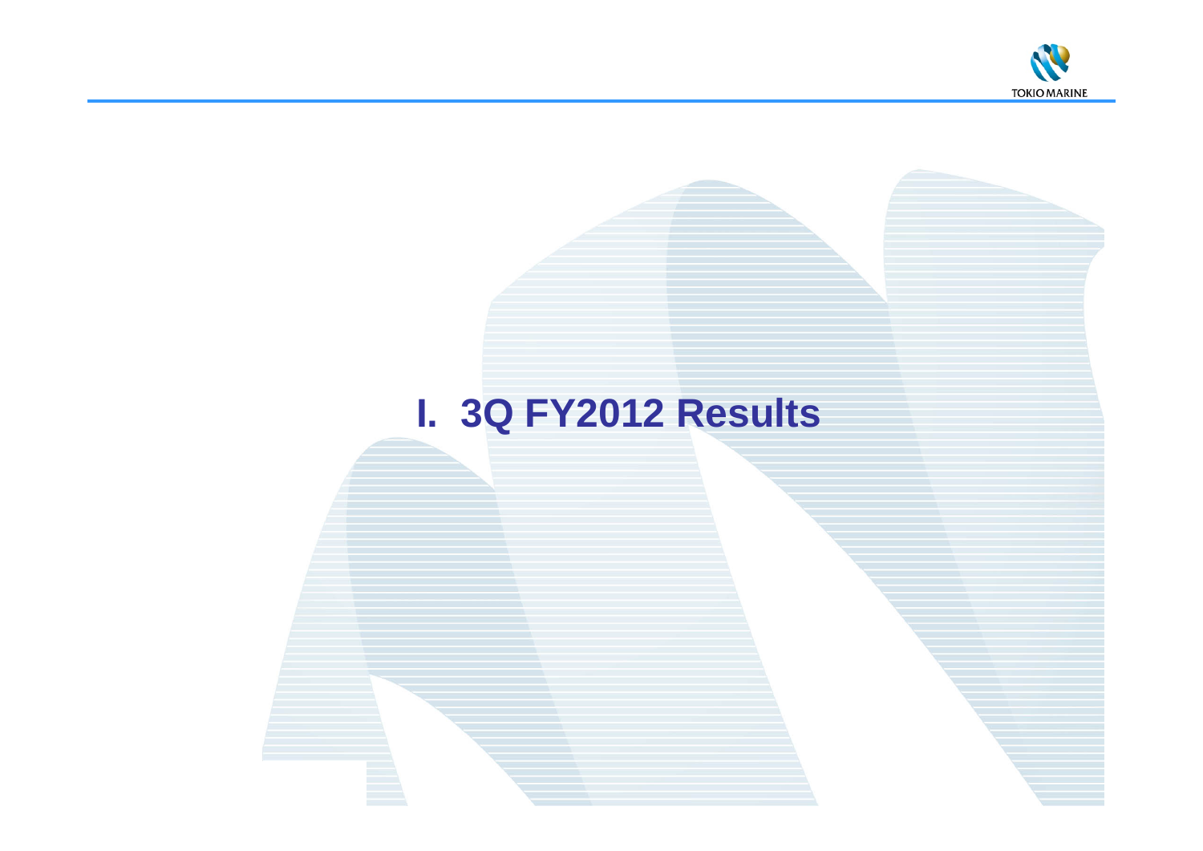# I. 3Q FY2012 Results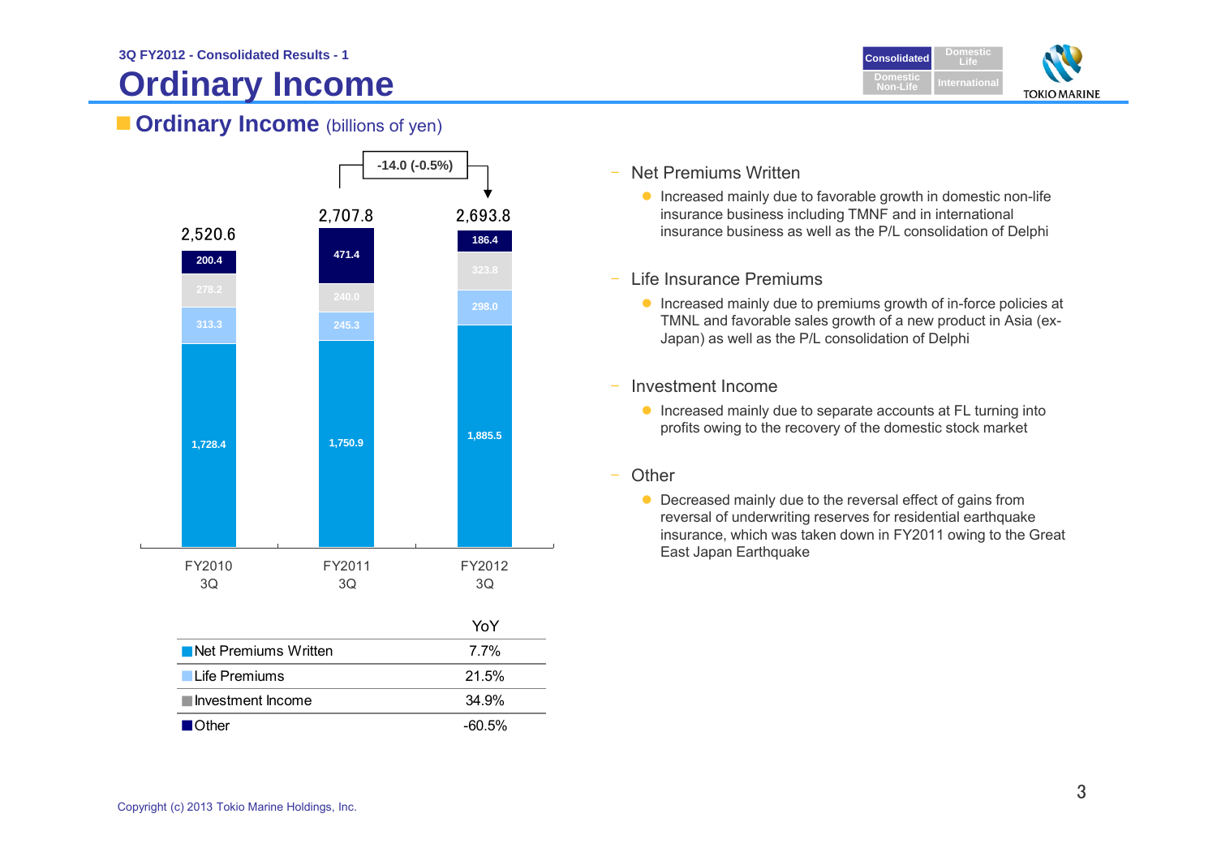3Q FY2012 - Consolidated Results - 1

# Ordinary Income

## Ordinary Income (billions of yen)

| | FY2010 3Q | FY2011 3Q | FY2012 3Q |
|---|---|---|---|
| Net Premiums Written | 1,728.4 | 1,750.9 | 1,885.5 |
| Life Premiums | 313.3 | 245.3 | 298.0 |
| Investment Income | 278.2 | 240.0 | 323.8 |
| Other | 200.4 | 471.4 | 186.4 |
| Total | 2,520.6 | 2,707.8 | 2,693.8 |

FY2011 3Q → FY2012 3Q: -14.0 (-0.5%)

| | YoY |
|---|---|
| Net Premiums Written | 7.7% |
| Life Premiums | 21.5% |
| Investment Income | 34.9% |
| Other | -60.5% |

- Net Premiums Written
  - Increased mainly due to favorable growth in domestic non-life insurance business including TMNF and in international insurance business as well as the P/L consolidation of Delphi
- Life Insurance Premiums
  - Increased mainly due to premiums growth of in-force policies at TMNL and favorable sales growth of a new product in Asia (ex-Japan) as well as the P/L consolidation of Delphi
- Investment Income
  - Increased mainly due to separate accounts at FL turning into profits owing to the recovery of the domestic stock market
- Other
  - Decreased mainly due to the reversal effect of gains from reversal of underwriting reserves for residential earthquake insurance, which was taken down in FY2011 owing to the Great East Japan Earthquake

Copyright (c) 2013 Tokio Marine Holdings, Inc.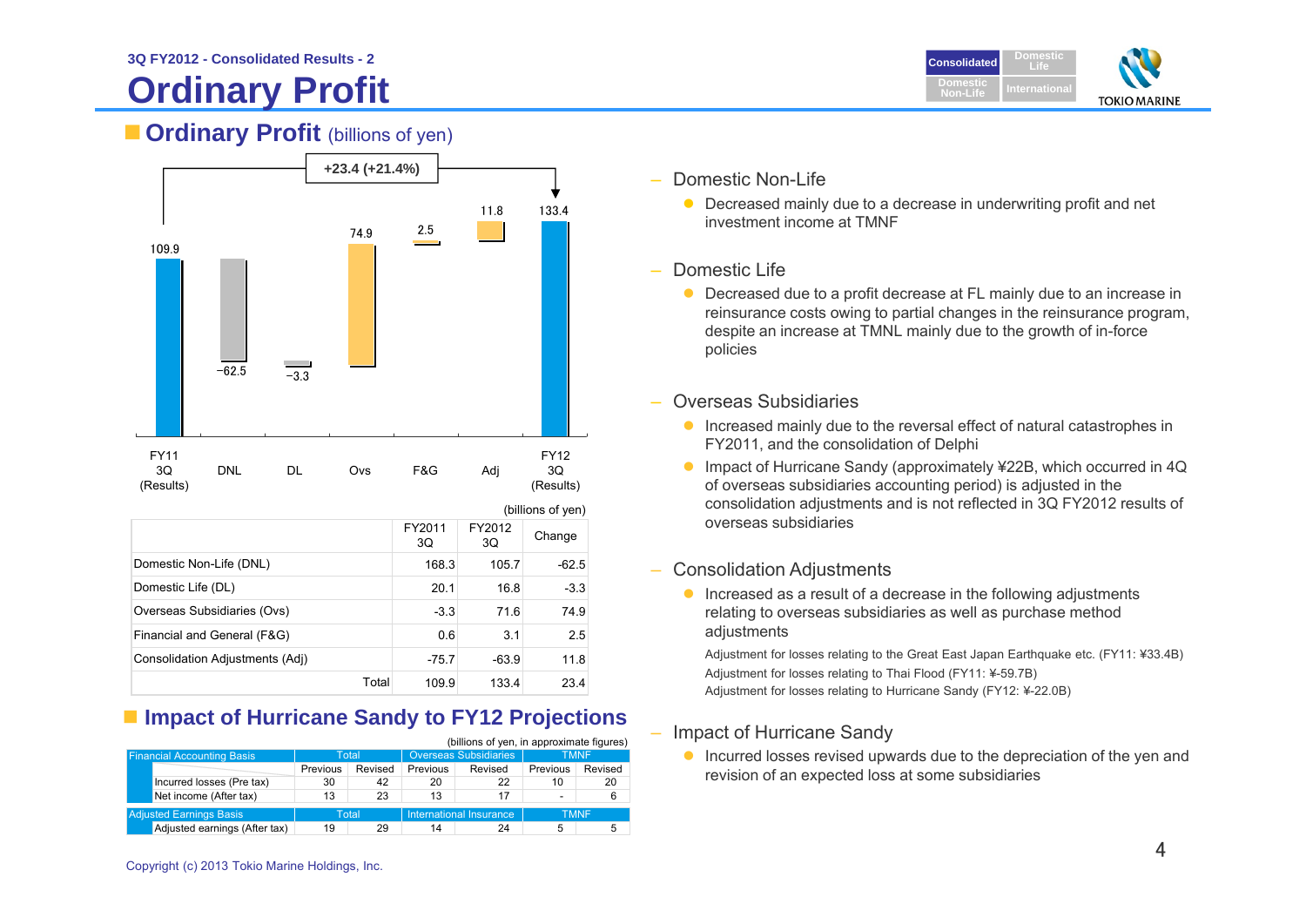3Q FY2012 - Consolidated Results - 2

# Ordinary Profit

## Ordinary Profit (billions of yen)

+23.4 (+21.4%)

FY11 3Q (Results): 109.9 | DNL: −62.5 | DL: −3.3 | Ovs: 74.9 | F&G: 2.5 | Adj: 11.8 | FY12 3Q (Results): 133.4

(billions of yen)

| | FY2011 3Q | FY2012 3Q | Change |
|---|---|---|---|
| Domestic Non-Life (DNL) | 168.3 | 105.7 | -62.5 |
| Domestic Life (DL) | 20.1 | 16.8 | -3.3 |
| Overseas Subsidiaries (Ovs) | -3.3 | 71.6 | 74.9 |
| Financial and General (F&G) | 0.6 | 3.1 | 2.5 |
| Consolidation Adjustments (Adj) | -75.7 | -63.9 | 11.8 |
| Total | 109.9 | 133.4 | 23.4 |

## Impact of Hurricane Sandy to FY12 Projections

(billions of yen, in approximate figures)

| Financial Accounting Basis | Total | | Overseas Subsidiaries | | TMNF | |
|---|---|---|---|---|---|---|
| | Previous | Revised | Previous | Revised | Previous | Revised |
| Incurred losses (Pre tax) | 30 | 42 | 20 | 22 | 10 | 20 |
| Net income (After tax) | 13 | 23 | 13 | 17 | - | 6 |
| **Adjusted Earnings Basis** | **Total** | | **International Insurance** | | **TMNF** | |
| Adjusted earnings (After tax) | 19 | 29 | 14 | 24 | 5 | 5 |

- Domestic Non-Life
  - Decreased mainly due to a decrease in underwriting profit and net investment income at TMNF
- Domestic Life
  - Decreased due to a profit decrease at FL mainly due to an increase in reinsurance costs owing to partial changes in the reinsurance program, despite an increase at TMNL mainly due to the growth of in-force policies
- Overseas Subsidiaries
  - Increased mainly due to the reversal effect of natural catastrophes in FY2011, and the consolidation of Delphi
  - Impact of Hurricane Sandy (approximately ¥22B, which occurred in 4Q of overseas subsidiaries accounting period) is adjusted in the consolidation adjustments and is not reflected in 3Q FY2012 results of overseas subsidiaries
- Consolidation Adjustments
  - Increased as a result of a decrease in the following adjustments relating to overseas subsidiaries as well as purchase method adjustments

    Adjustment for losses relating to the Great East Japan Earthquake etc. (FY11: ¥33.4B)
    Adjustment for losses relating to Thai Flood (FY11: ¥-59.7B)
    Adjustment for losses relating to Hurricane Sandy (FY12: ¥-22.0B)
- Impact of Hurricane Sandy
  - Incurred losses revised upwards due to the depreciation of the yen and revision of an expected loss at some subsidiaries

Copyright (c) 2013 Tokio Marine Holdings, Inc.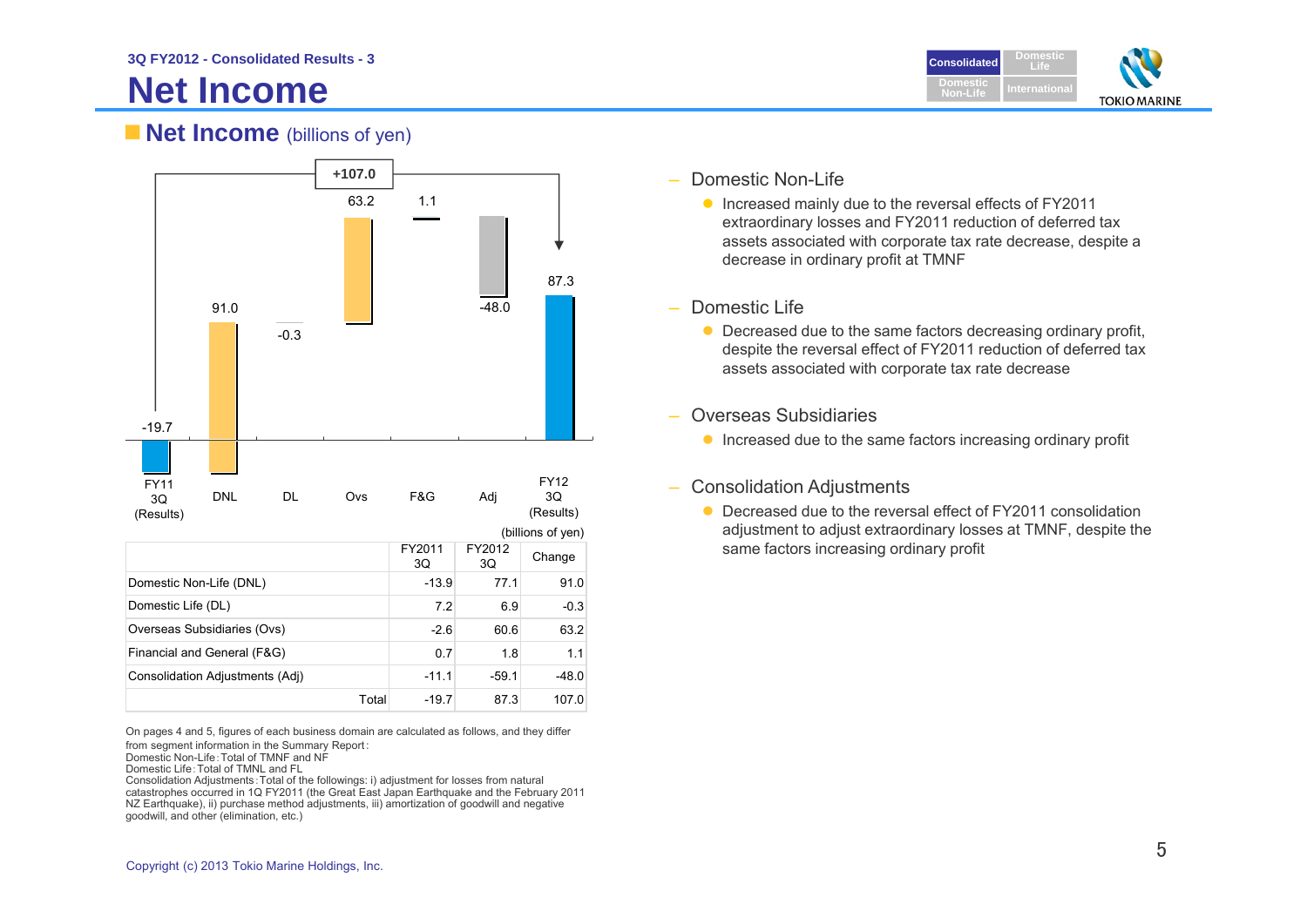3Q FY2012 - Consolidated Results - 3

# Net Income

## Net Income (billions of yen)

FY11 3Q (Results): -19.7 | DNL: 91.0 | DL: -0.3 | Ovs: 63.2 | F&G: 1.1 | Adj: -48.0 | FY12 3Q (Results): 87.3 | +107.0

(billions of yen)

| | FY2011 3Q | FY2012 3Q | Change |
|---|---|---|---|
| Domestic Non-Life (DNL) | -13.9 | 77.1 | 91.0 |
| Domestic Life (DL) | 7.2 | 6.9 | -0.3 |
| Overseas Subsidiaries (Ovs) | -2.6 | 60.6 | 63.2 |
| Financial and General (F&G) | 0.7 | 1.8 | 1.1 |
| Consolidation Adjustments (Adj) | -11.1 | -59.1 | -48.0 |
| Total | -19.7 | 87.3 | 107.0 |

On pages 4 and 5, figures of each business domain are calculated as follows, and they differ from segment information in the Summary Report:
Domestic Non-Life: Total of TMNF and NF
Domestic Life: Total of TMNL and FL
Consolidation Adjustments: Total of the followings: i) adjustment for losses from natural catastrophes occurred in 1Q FY2011 (the Great East Japan Earthquake and the February 2011 NZ Earthquake), ii) purchase method adjustments, iii) amortization of goodwill and negative goodwill, and other (elimination, etc.)

- Domestic Non-Life
  - Increased mainly due to the reversal effects of FY2011 extraordinary losses and FY2011 reduction of deferred tax assets associated with corporate tax rate decrease, despite a decrease in ordinary profit at TMNF
- Domestic Life
  - Decreased due to the same factors decreasing ordinary profit, despite the reversal effect of FY2011 reduction of deferred tax assets associated with corporate tax rate decrease
- Overseas Subsidiaries
  - Increased due to the same factors increasing ordinary profit
- Consolidation Adjustments
  - Decreased due to the reversal effect of FY2011 consolidation adjustment to adjust extraordinary losses at TMNF, despite the same factors increasing ordinary profit

Copyright (c) 2013 Tokio Marine Holdings, Inc.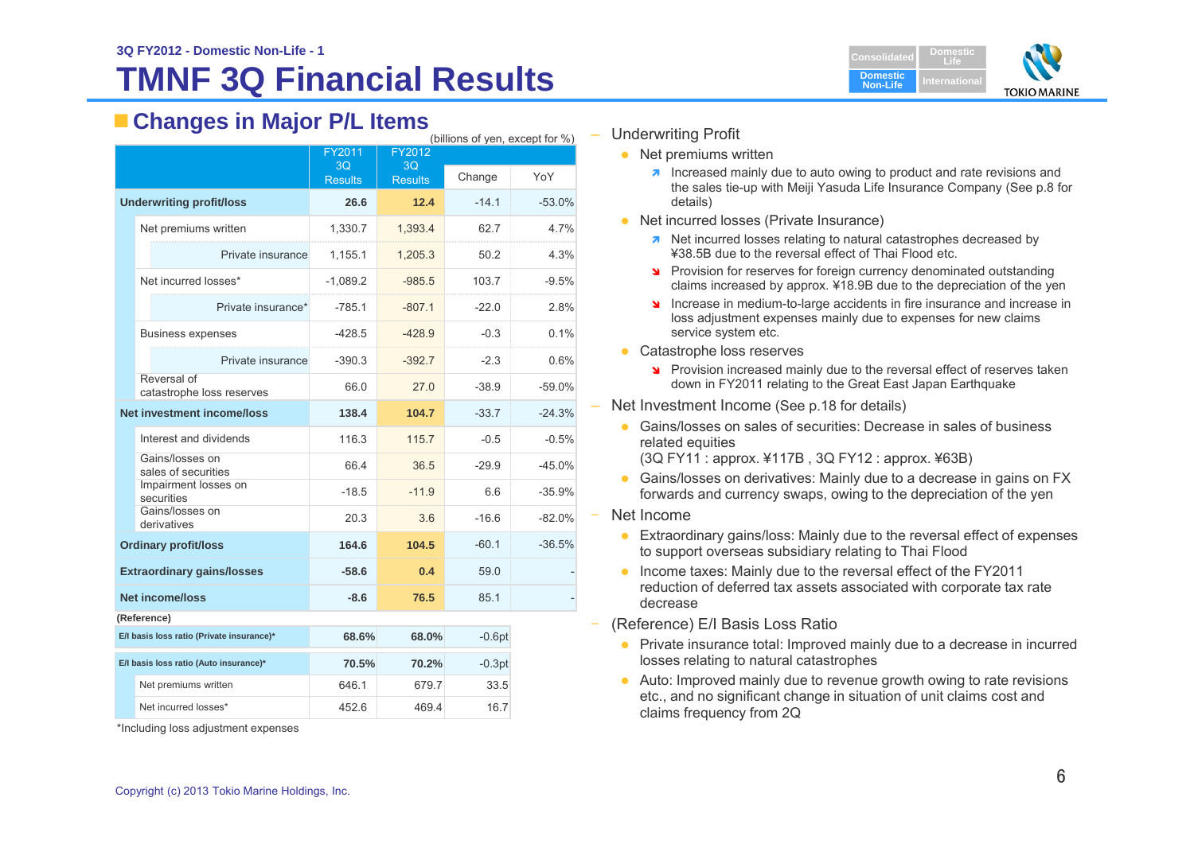3Q FY2012 - Domestic Non-Life - 1

# TMNF 3Q Financial Results

## Changes in Major P/L Items

(billions of yen, except for %)

| | FY2011 3Q Results | FY2012 3Q Results | Change | YoY |
|---|---|---|---|---|
| **Underwriting profit/loss** | **26.6** | **12.4** | -14.1 | -53.0% |
| Net premiums written | 1,330.7 | 1,393.4 | 62.7 | 4.7% |
| Private insurance | 1,155.1 | 1,205.3 | 50.2 | 4.3% |
| Net incurred losses* | -1,089.2 | -985.5 | 103.7 | -9.5% |
| Private insurance* | -785.1 | -807.1 | -22.0 | 2.8% |
| Business expenses | -428.5 | -428.9 | -0.3 | 0.1% |
| Private insurance | -390.3 | -392.7 | -2.3 | 0.6% |
| Reversal of catastrophe loss reserves | 66.0 | 27.0 | -38.9 | -59.0% |
| **Net investment income/loss** | **138.4** | **104.7** | -33.7 | -24.3% |
| Interest and dividends | 116.3 | 115.7 | -0.5 | -0.5% |
| Gains/losses on sales of securities | 66.4 | 36.5 | -29.9 | -45.0% |
| Impairment losses on securities | -18.5 | -11.9 | 6.6 | -35.9% |
| Gains/losses on derivatives | 20.3 | 3.6 | -16.6 | -82.0% |
| **Ordinary profit/loss** | **164.6** | **104.5** | -60.1 | -36.5% |
| **Extraordinary gains/losses** | **-58.6** | **0.4** | 59.0 | - |
| **Net income/loss** | **-8.6** | **76.5** | 85.1 | - |

(Reference)

| | FY2011 3Q Results | FY2012 3Q Results | Change |
|---|---|---|---|
| **E/I basis loss ratio (Private insurance)*** | **68.6%** | **68.0%** | -0.6pt |
| **E/I basis loss ratio (Auto insurance)*** | **70.5%** | **70.2%** | -0.3pt |
| Net premiums written | 646.1 | 679.7 | 33.5 |
| Net incurred losses* | 452.6 | 469.4 | 16.7 |

*Including loss adjustment expenses

- Underwriting Profit
  - Net premiums written
    - ↗ Increased mainly due to auto owing to product and rate revisions and the sales tie-up with Meiji Yasuda Life Insurance Company (See p.8 for details)
  - Net incurred losses (Private Insurance)
    - ↗ Net incurred losses relating to natural catastrophes decreased by ¥38.5B due to the reversal effect of Thai Flood etc.
    - ↘ Provision for reserves for foreign currency denominated outstanding claims increased by approx. ¥18.9B due to the depreciation of the yen
    - ↘ Increase in medium-to-large accidents in fire insurance and increase in loss adjustment expenses mainly due to expenses for new claims service system etc.
  - Catastrophe loss reserves
    - ↘ Provision increased mainly due to the reversal effect of reserves taken down in FY2011 relating to the Great East Japan Earthquake
- Net Investment Income (See p.18 for details)
  - Gains/losses on sales of securities: Decrease in sales of business related equities
    (3Q FY11 : approx. ¥117B , 3Q FY12 : approx. ¥63B)
  - Gains/losses on derivatives: Mainly due to a decrease in gains on FX forwards and currency swaps, owing to the depreciation of the yen
- Net Income
  - Extraordinary gains/loss: Mainly due to the reversal effect of expenses to support overseas subsidiary relating to Thai Flood
  - Income taxes: Mainly due to the reversal effect of the FY2011 reduction of deferred tax assets associated with corporate tax rate decrease
- (Reference) E/I Basis Loss Ratio
  - Private insurance total: Improved mainly due to a decrease in incurred losses relating to natural catastrophes
  - Auto: Improved mainly due to revenue growth owing to rate revisions etc., and no significant change in situation of unit claims cost and claims frequency from 2Q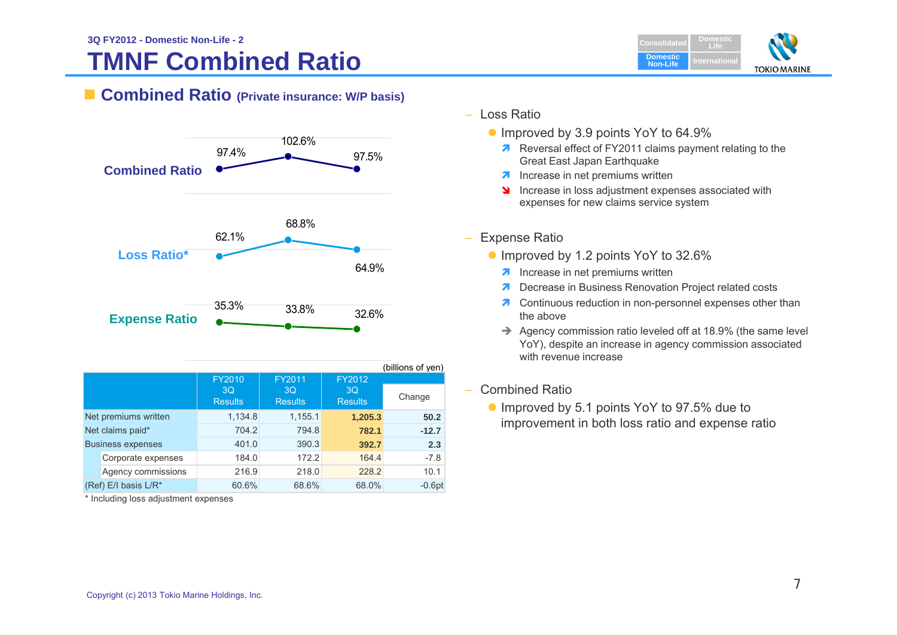3Q FY2012 - Domestic Non-Life - 2

# TMNF Combined Ratio

## Combined Ratio (Private insurance: W/P basis)

| | FY2010 3Q | FY2011 3Q | FY2012 3Q |
|---|---|---|---|
| Combined Ratio | 97.4% | 102.6% | 97.5% |
| Loss Ratio* | 62.1% | 68.8% | 64.9% |
| Expense Ratio | 35.3% | 33.8% | 32.6% |

(billions of yen)

| | FY2010 3Q Results | FY2011 3Q Results | FY2012 3Q Results | Change |
|---|---|---|---|---|
| Net premiums written | 1,134.8 | 1,155.1 | **1,205.3** | **50.2** |
| Net claims paid* | 704.2 | 794.8 | **782.1** | **-12.7** |
| Business expenses | 401.0 | 390.3 | **392.7** | **2.3** |
| Corporate expenses | 184.0 | 172.2 | 164.4 | -7.8 |
| Agency commissions | 216.9 | 218.0 | 228.2 | 10.1 |
| (Ref) E/I basis L/R* | 60.6% | 68.6% | 68.0% | -0.6pt |

* Including loss adjustment expenses

- Loss Ratio
  - Improved by 3.9 points YoY to 64.9%
    - ↗ Reversal effect of FY2011 claims payment relating to the Great East Japan Earthquake
    - ↗ Increase in net premiums written
    - ↘ Increase in loss adjustment expenses associated with expenses for new claims service system

- Expense Ratio
  - Improved by 1.2 points YoY to 32.6%
    - ↗ Increase in net premiums written
    - ↗ Decrease in Business Renovation Project related costs
    - ↗ Continuous reduction in non-personnel expenses other than the above
    - → Agency commission ratio leveled off at 18.9% (the same level YoY), despite an increase in agency commission associated with revenue increase

- Combined Ratio
  - Improved by 5.1 points YoY to 97.5% due to improvement in both loss ratio and expense ratio

Copyright (c) 2013 Tokio Marine Holdings, Inc.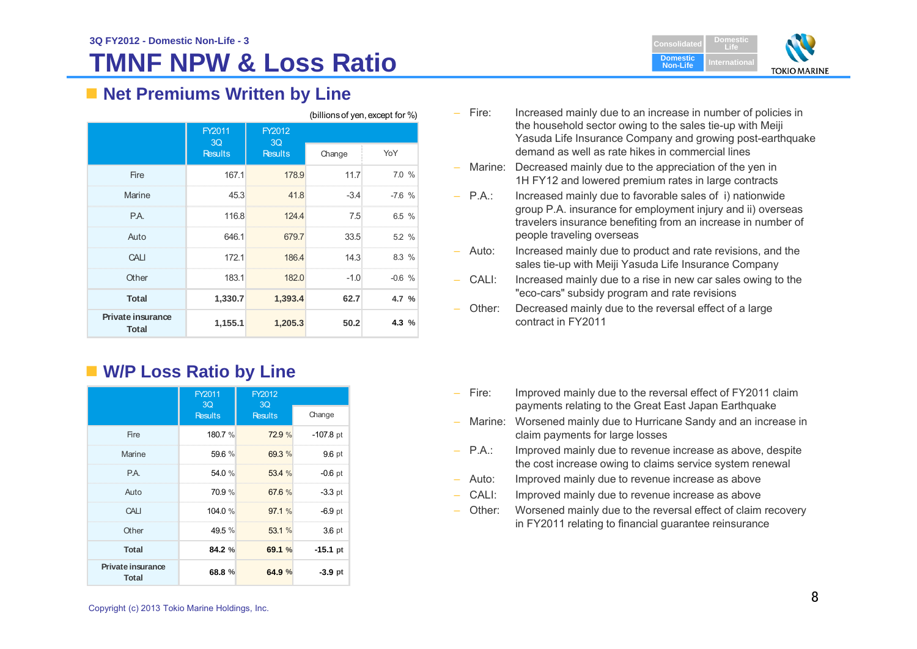3Q FY2012 - Domestic Non-Life - 3

# TMNF NPW & Loss Ratio

## Net Premiums Written by Line

(billions of yen, except for %)

| | FY2011 3Q Results | FY2012 3Q Results | Change | YoY |
|---|---|---|---|---|
| Fire | 167.1 | 178.9 | 11.7 | 7.0 % |
| Marine | 45.3 | 41.8 | -3.4 | -7.6 % |
| P.A. | 116.8 | 124.4 | 7.5 | 6.5 % |
| Auto | 646.1 | 679.7 | 33.5 | 5.2 % |
| CALI | 172.1 | 186.4 | 14.3 | 8.3 % |
| Other | 183.1 | 182.0 | -1.0 | -0.6 % |
| **Total** | **1,330.7** | **1,393.4** | **62.7** | **4.7 %** |
| **Private insurance Total** | **1,155.1** | **1,205.3** | **50.2** | **4.3 %** |

- Fire: Increased mainly due to an increase in number of policies in the household sector owing to the sales tie-up with Meiji Yasuda Life Insurance Company and growing post-earthquake demand as well as rate hikes in commercial lines
- Marine: Decreased mainly due to the appreciation of the yen in 1H FY12 and lowered premium rates in large contracts
- P.A.: Increased mainly due to favorable sales of i) nationwide group P.A. insurance for employment injury and ii) overseas travelers insurance benefiting from an increase in number of people traveling overseas
- Auto: Increased mainly due to product and rate revisions, and the sales tie-up with Meiji Yasuda Life Insurance Company
- CALI: Increased mainly due to a rise in new car sales owing to the "eco-cars" subsidy program and rate revisions
- Other: Decreased mainly due to the reversal effect of a large contract in FY2011

## W/P Loss Ratio by Line

| | FY2011 3Q Results | FY2012 3Q Results | Change |
|---|---|---|---|
| Fire | 180.7 % | 72.9 % | -107.8 pt |
| Marine | 59.6 % | 69.3 % | 9.6 pt |
| P.A. | 54.0 % | 53.4 % | -0.6 pt |
| Auto | 70.9 % | 67.6 % | -3.3 pt |
| CALI | 104.0 % | 97.1 % | -6.9 pt |
| Other | 49.5 % | 53.1 % | 3.6 pt |
| **Total** | **84.2 %** | **69.1 %** | **-15.1 pt** |
| **Private insurance Total** | **68.8 %** | **64.9 %** | **-3.9 pt** |

- Fire: Improved mainly due to the reversal effect of FY2011 claim payments relating to the Great East Japan Earthquake
- Marine: Worsened mainly due to Hurricane Sandy and an increase in claim payments for large losses
- P.A.: Improved mainly due to revenue increase as above, despite the cost increase owing to claims service system renewal
- Auto: Improved mainly due to revenue increase as above
- CALI: Improved mainly due to revenue increase as above
- Other: Worsened mainly due to the reversal effect of claim recovery in FY2011 relating to financial guarantee reinsurance

Copyright (c) 2013 Tokio Marine Holdings, Inc.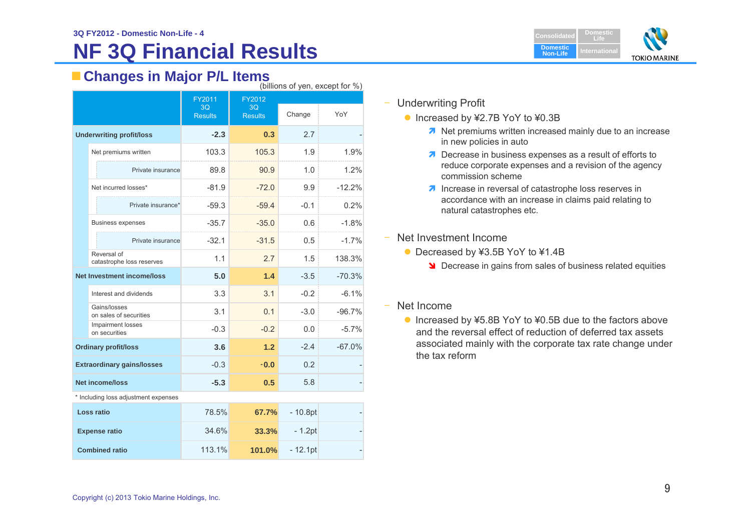# NF 3Q Financial Results

3Q FY2012 - Domestic Non-Life - 4

## Changes in Major P/L Items

(billions of yen, except for %)

| | FY2011 3Q Results | FY2012 3Q Results | Change | YoY |
|---|---|---|---|---|
| **Underwriting profit/loss** | **-2.3** | **0.3** | 2.7 | - |
| Net premiums written | 103.3 | 105.3 | 1.9 | 1.9% |
| Private insurance | 89.8 | 90.9 | 1.0 | 1.2% |
| Net incurred losses* | -81.9 | -72.0 | 9.9 | -12.2% |
| Private insurance* | -59.3 | -59.4 | -0.1 | 0.2% |
| Business expenses | -35.7 | -35.0 | 0.6 | -1.8% |
| Private insurance | -32.1 | -31.5 | 0.5 | -1.7% |
| Reversal of catastrophe loss reserves | 1.1 | 2.7 | 1.5 | 138.3% |
| **Net Investment income/loss** | **5.0** | **1.4** | -3.5 | -70.3% |
| Interest and dividends | 3.3 | 3.1 | -0.2 | -6.1% |
| Gains/losses on sales of securities | 3.1 | 0.1 | -3.0 | -96.7% |
| Impairment losses on securities | -0.3 | -0.2 | 0.0 | -5.7% |
| **Ordinary profit/loss** | **3.6** | **1.2** | -2.4 | -67.0% |
| **Extraordinary gains/losses** | -0.3 | **-0.0** | 0.2 | - |
| **Net income/loss** | **-5.3** | **0.5** | 5.8 | - |

\* Including loss adjustment expenses

| | FY2011 3Q Results | FY2012 3Q Results | Change | YoY |
|---|---|---|---|---|
| **Loss ratio** | 78.5% | **67.7%** | - 10.8pt | - |
| **Expense ratio** | 34.6% | **33.3%** | - 1.2pt | - |
| **Combined ratio** | 113.1% | **101.0%** | - 12.1pt | - |

- Underwriting Profit
  - Increased by ¥2.7B YoY to ¥0.3B
    - ↗ Net premiums written increased mainly due to an increase in new policies in auto
    - ↗ Decrease in business expenses as a result of efforts to reduce corporate expenses and a revision of the agency commission scheme
    - ↗ Increase in reversal of catastrophe loss reserves in accordance with an increase in claims paid relating to natural catastrophes etc.
- Net Investment Income
  - Decreased by ¥3.5B YoY to ¥1.4B
    - ↘ Decrease in gains from sales of business related equities
- Net Income
  - Increased by ¥5.8B YoY to ¥0.5B due to the factors above and the reversal effect of reduction of deferred tax assets associated mainly with the corporate tax rate change under the tax reform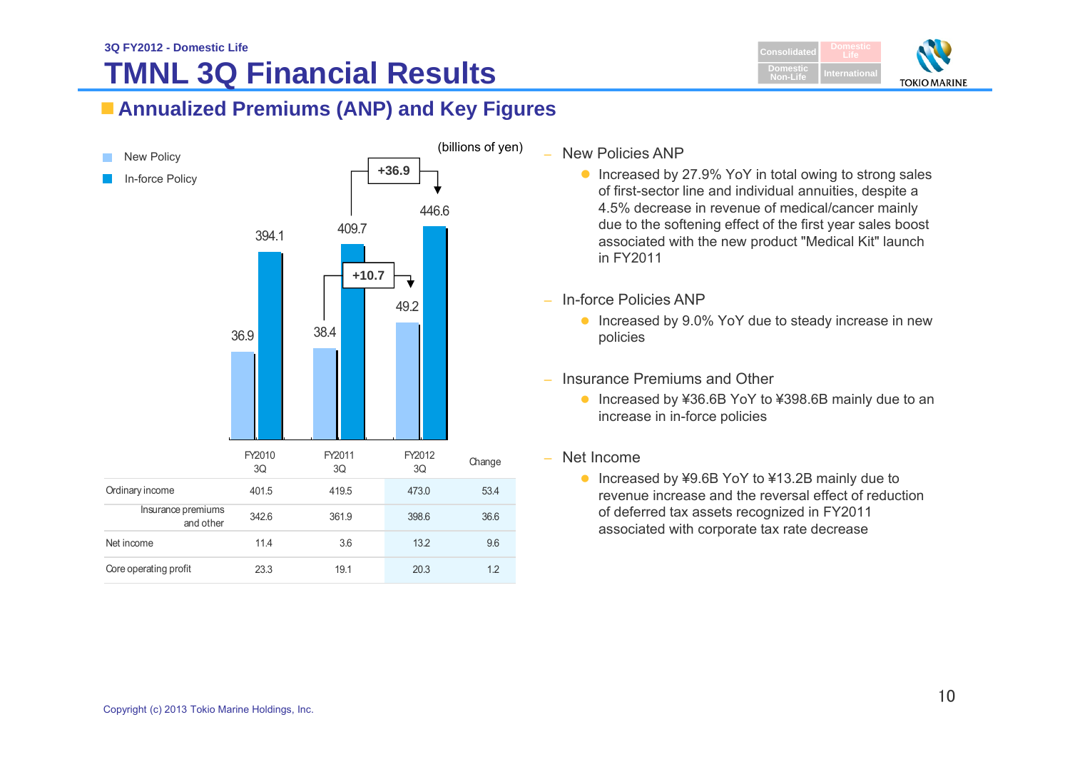3Q FY2012 - Domestic Life

# TMNL 3Q Financial Results

## Annualized Premiums (ANP) and Key Figures

(billions of yen)

- New Policy
- In-force Policy

| | FY2010 3Q | FY2011 3Q | FY2012 3Q |
|---|---|---|---|
| New Policy | 36.9 | 38.4 | 49.2 |
| In-force Policy | 394.1 | 409.7 | 446.6 |

New Policy: +10.7; In-force Policy: +36.9

| | FY2010 3Q | FY2011 3Q | FY2012 3Q | Change |
|---|---|---|---|---|
| Ordinary income | 401.5 | 419.5 | 473.0 | 53.4 |
| Insurance premiums and other | 342.6 | 361.9 | 398.6 | 36.6 |
| Net income | 11.4 | 3.6 | 13.2 | 9.6 |
| Core operating profit | 23.3 | 19.1 | 20.3 | 1.2 |

- New Policies ANP
  - Increased by 27.9% YoY in total owing to strong sales of first-sector line and individual annuities, despite a 4.5% decrease in revenue of medical/cancer mainly due to the softening effect of the first year sales boost associated with the new product "Medical Kit" launch in FY2011
- In-force Policies ANP
  - Increased by 9.0% YoY due to steady increase in new policies
- Insurance Premiums and Other
  - Increased by ¥36.6B YoY to ¥398.6B mainly due to an increase in in-force policies
- Net Income
  - Increased by ¥9.6B YoY to ¥13.2B mainly due to revenue increase and the reversal effect of reduction of deferred tax assets recognized in FY2011 associated with corporate tax rate decrease

Copyright (c) 2013 Tokio Marine Holdings, Inc.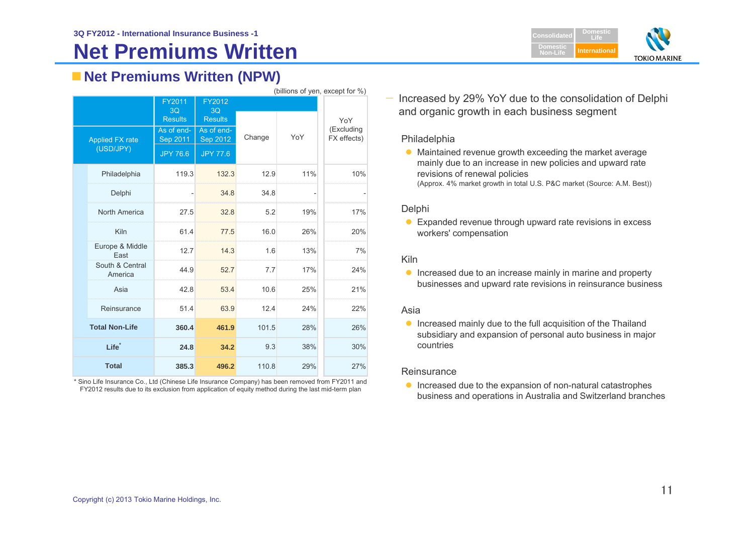3Q FY2012 - International Insurance Business -1

# Net Premiums Written

## Net Premiums Written (NPW)

(billions of yen, except for %)

| | FY2011 3Q Results | FY2012 3Q Results | Change | YoY | YoY (Excluding FX effects) |
|---|---|---|---|---|---|
| Applied FX rate (USD/JPY) | As of end-Sep 2011 JPY 76.6 | As of end-Sep 2012 JPY 77.6 | | | |
| Philadelphia | 119.3 | 132.3 | 12.9 | 11% | 10% |
| Delphi | - | 34.8 | 34.8 | - | - |
| North America | 27.5 | 32.8 | 5.2 | 19% | 17% |
| Kiln | 61.4 | 77.5 | 16.0 | 26% | 20% |
| Europe & Middle East | 12.7 | 14.3 | 1.6 | 13% | 7% |
| South & Central America | 44.9 | 52.7 | 7.7 | 17% | 24% |
| Asia | 42.8 | 53.4 | 10.6 | 25% | 21% |
| Reinsurance | 51.4 | 63.9 | 12.4 | 24% | 22% |
| **Total Non-Life** | **360.4** | **461.9** | 101.5 | 28% | 26% |
| **Life*** | **24.8** | **34.2** | 9.3 | 38% | 30% |
| **Total** | **385.3** | **496.2** | 110.8 | 29% | 27% |

\* Sino Life Insurance Co., Ltd (Chinese Life Insurance Company) has been removed from FY2011 and FY2012 results due to its exclusion from application of equity method during the last mid-term plan

- Increased by 29% YoY due to the consolidation of Delphi and organic growth in each business segment

Philadelphia

- Maintained revenue growth exceeding the market average mainly due to an increase in new policies and upward rate revisions of renewal policies
  (Approx. 4% market growth in total U.S. P&C market (Source: A.M. Best))

Delphi

- Expanded revenue through upward rate revisions in excess workers' compensation

Kiln

- Increased due to an increase mainly in marine and property businesses and upward rate revisions in reinsurance business

Asia

- Increased mainly due to the full acquisition of the Thailand subsidiary and expansion of personal auto business in major countries

Reinsurance

- Increased due to the expansion of non-natural catastrophes business and operations in Australia and Switzerland branches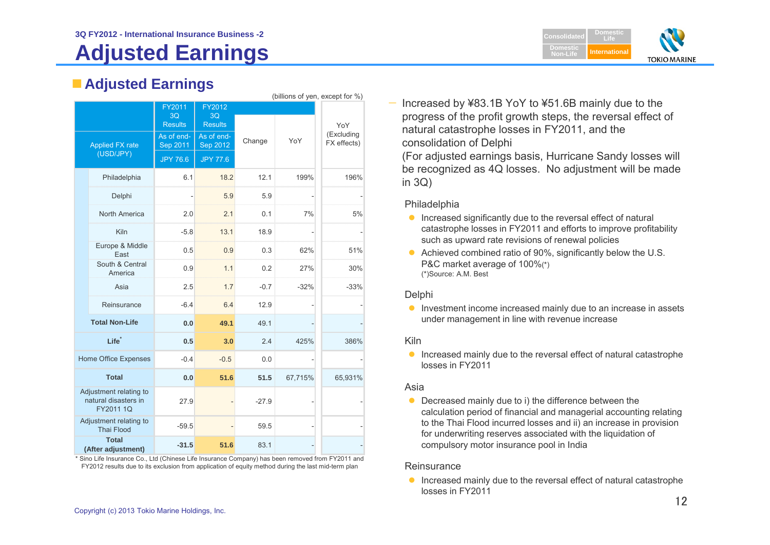3Q FY2012 - International Insurance Business -2

# Adjusted Earnings

## Adjusted Earnings

(billions of yen, except for %)

| | FY2011 3Q Results | FY2012 3Q Results | Change | YoY | YoY (Excluding FX effects) |
|---|---|---|---|---|---|
| Applied FX rate (USD/JPY) | As of end-Sep 2011 JPY 76.6 | As of end-Sep 2012 JPY 77.6 | | | |
| Philadelphia | 6.1 | 18.2 | 12.1 | 199% | 196% |
| Delphi | - | 5.9 | 5.9 | - | - |
| North America | 2.0 | 2.1 | 0.1 | 7% | 5% |
| Kiln | -5.8 | 13.1 | 18.9 | - | - |
| Europe & Middle East | 0.5 | 0.9 | 0.3 | 62% | 51% |
| South & Central America | 0.9 | 1.1 | 0.2 | 27% | 30% |
| Asia | 2.5 | 1.7 | -0.7 | -32% | -33% |
| Reinsurance | -6.4 | 6.4 | 12.9 | - | - |
| **Total Non-Life** | **0.0** | **49.1** | 49.1 | - | - |
| **Life*** | **0.5** | **3.0** | 2.4 | 425% | 386% |
| Home Office Expenses | -0.4 | -0.5 | 0.0 | - | - |
| **Total** | **0.0** | **51.6** | **51.5** | 67,715% | 65,931% |
| Adjustment relating to natural disasters in FY2011 1Q | 27.9 | - | -27.9 | - | - |
| Adjustment relating to Thai Flood | -59.5 | - | 59.5 | - | - |
| **Total (After adjustment)** | **-31.5** | **51.6** | 83.1 | - | - |

\* Sino Life Insurance Co., Ltd (Chinese Life Insurance Company) has been removed from FY2011 and FY2012 results due to its exclusion from application of equity method during the last mid-term plan

- Increased by ¥83.1B YoY to ¥51.6B mainly due to the progress of the profit growth steps, the reversal effect of natural catastrophe losses in FY2011, and the consolidation of Delphi
(For adjusted earnings basis, Hurricane Sandy losses will be recognized as 4Q losses. No adjustment will be made in 3Q)

Philadelphia

- Increased significantly due to the reversal effect of natural catastrophe losses in FY2011 and efforts to improve profitability such as upward rate revisions of renewal policies
- Achieved combined ratio of 90%, significantly below the U.S. P&C market average of 100%(*)
(*)Source: A.M. Best

Delphi

- Investment income increased mainly due to an increase in assets under management in line with revenue increase

Kiln

- Increased mainly due to the reversal effect of natural catastrophe losses in FY2011

Asia

- Decreased mainly due to i) the difference between the calculation period of financial and managerial accounting relating to the Thai Flood incurred losses and ii) an increase in provision for underwriting reserves associated with the liquidation of compulsory motor insurance pool in India

Reinsurance

- Increased mainly due to the reversal effect of natural catastrophe losses in FY2011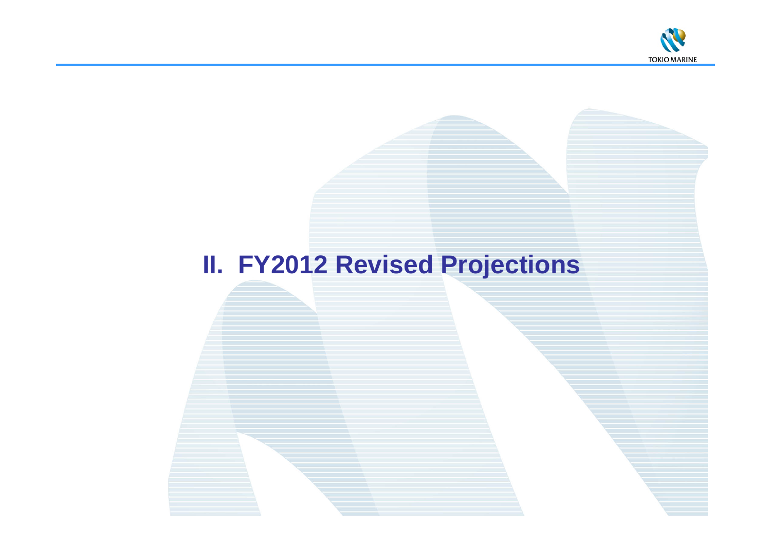# II. FY2012 Revised Projections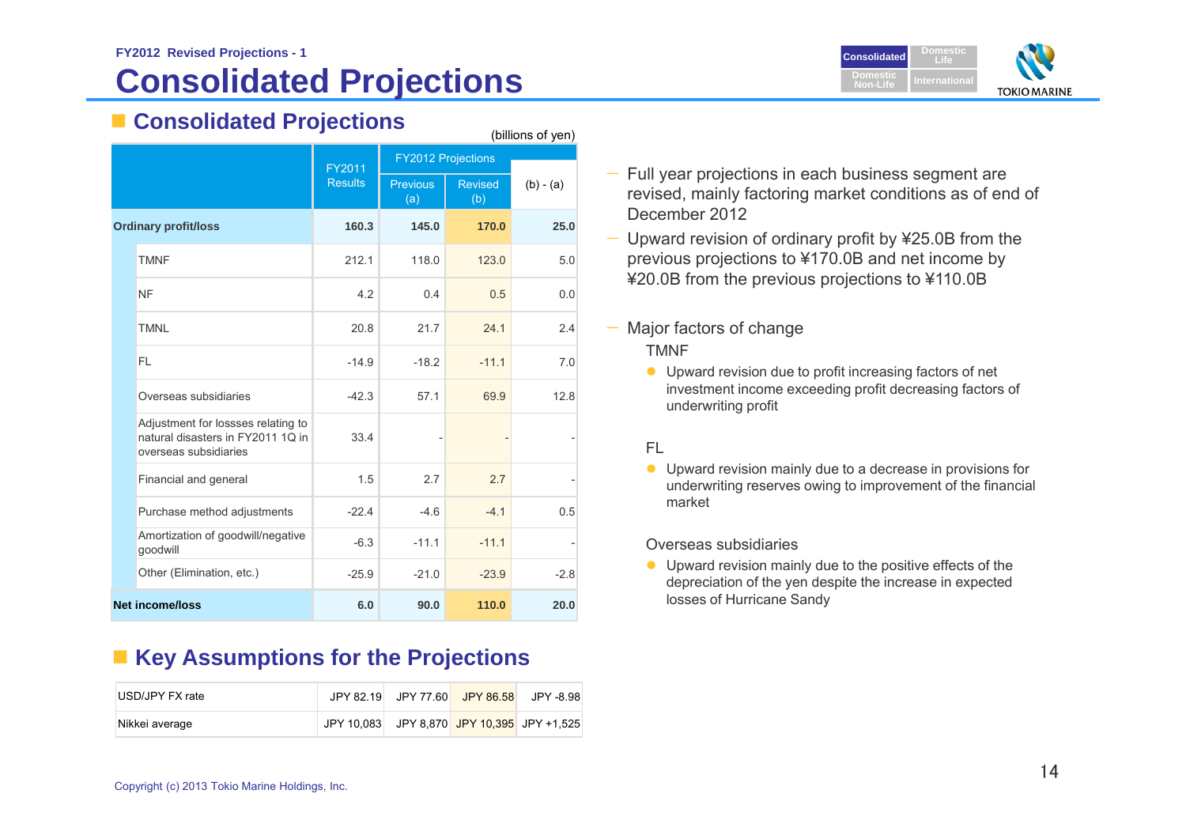FY2012 Revised Projections - 1

# Consolidated Projections

## Consolidated Projections

(billions of yen)

| | FY2011 Results | FY2012 Projections | | |
|---|---|---|---|---|
| | | Previous (a) | Revised (b) | (b) - (a) |
| **Ordinary profit/loss** | **160.3** | **145.0** | **170.0** | **25.0** |
| TMNF | 212.1 | 118.0 | 123.0 | 5.0 |
| NF | 4.2 | 0.4 | 0.5 | 0.0 |
| TMNL | 20.8 | 21.7 | 24.1 | 2.4 |
| FL | -14.9 | -18.2 | -11.1 | 7.0 |
| Overseas subsidiaries | -42.3 | 57.1 | 69.9 | 12.8 |
| Adjustment for lossses relating to natural disasters in FY2011 1Q in overseas subsidiaries | 33.4 | - | - | - |
| Financial and general | 1.5 | 2.7 | 2.7 | - |
| Purchase method adjustments | -22.4 | -4.6 | -4.1 | 0.5 |
| Amortization of goodwill/negative goodwill | -6.3 | -11.1 | -11.1 | - |
| Other (Elimination, etc.) | -25.9 | -21.0 | -23.9 | -2.8 |
| **Net income/loss** | **6.0** | **90.0** | **110.0** | **20.0** |

- Full year projections in each business segment are revised, mainly factoring market conditions as of end of December 2012
- Upward revision of ordinary profit by ¥25.0B from the previous projections to ¥170.0B and net income by ¥20.0B from the previous projections to ¥110.0B

- Major factors of change

  TMNF
  - Upward revision due to profit increasing factors of net investment income exceeding profit decreasing factors of underwriting profit

  FL
  - Upward revision mainly due to a decrease in provisions for underwriting reserves owing to improvement of the financial market

  Overseas subsidiaries
  - Upward revision mainly due to the positive effects of the depreciation of the yen despite the increase in expected losses of Hurricane Sandy

## Key Assumptions for the Projections

| | | | | |
|---|---|---|---|---|
| USD/JPY FX rate | JPY 82.19 | JPY 77.60 | JPY 86.58 | JPY -8.98 |
| Nikkei average | JPY 10,083 | JPY 8,870 | JPY 10,395 | JPY +1,525 |

Copyright (c) 2013 Tokio Marine Holdings, Inc.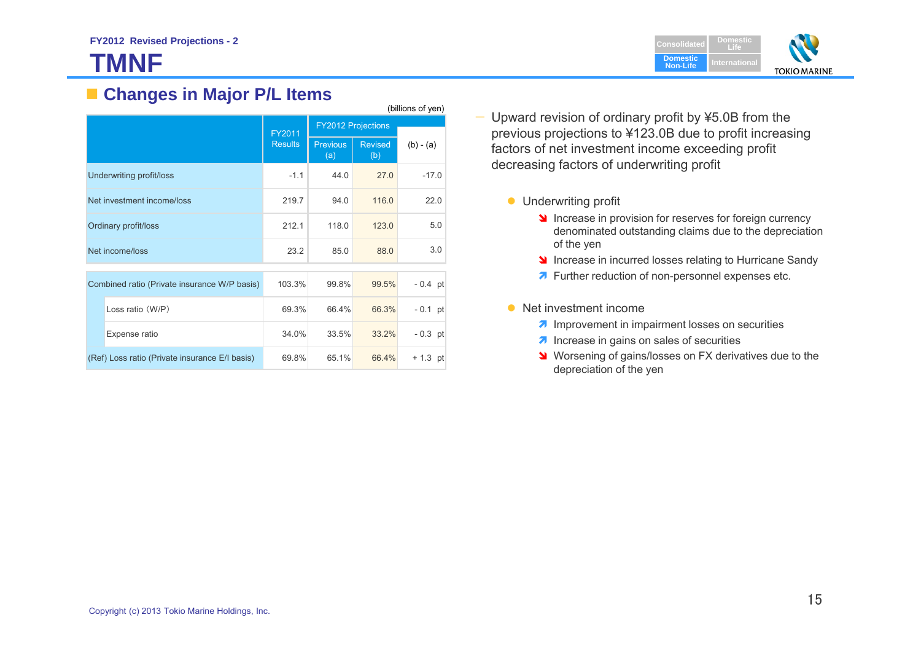FY2012 Revised Projections - 2

# TMNF

## Changes in Major P/L Items

(billions of yen)

| | FY2011 Results | FY2012 Projections | | (b) - (a) |
|---|---|---|---|---|
| | | Previous (a) | Revised (b) | |
| Underwriting profit/loss | -1.1 | 44.0 | 27.0 | -17.0 |
| Net investment income/loss | 219.7 | 94.0 | 116.0 | 22.0 |
| Ordinary profit/loss | 212.1 | 118.0 | 123.0 | 5.0 |
| Net income/loss | 23.2 | 85.0 | 88.0 | 3.0 |

| | FY2011 Results | Previous (a) | Revised (b) | (b) - (a) |
|---|---|---|---|---|
| Combined ratio (Private insurance W/P basis) | 103.3% | 99.8% | 99.5% | - 0.4 pt |
| Loss ratio（W/P） | 69.3% | 66.4% | 66.3% | - 0.1 pt |
| Expense ratio | 34.0% | 33.5% | 33.2% | - 0.3 pt |
| (Ref) Loss ratio (Private insurance E/I basis) | 69.8% | 65.1% | 66.4% | + 1.3 pt |

— Upward revision of ordinary profit by ¥5.0B from the previous projections to ¥123.0B due to profit increasing factors of net investment income exceeding profit decreasing factors of underwriting profit

- Underwriting profit
  - ↘ Increase in provision for reserves for foreign currency denominated outstanding claims due to the depreciation of the yen
  - ↘ Increase in incurred losses relating to Hurricane Sandy
  - ↗ Further reduction of non-personnel expenses etc.

- Net investment income
  - ↗ Improvement in impairment losses on securities
  - ↗ Increase in gains on sales of securities
  - ↘ Worsening of gains/losses on FX derivatives due to the depreciation of the yen

Copyright (c) 2013 Tokio Marine Holdings, Inc.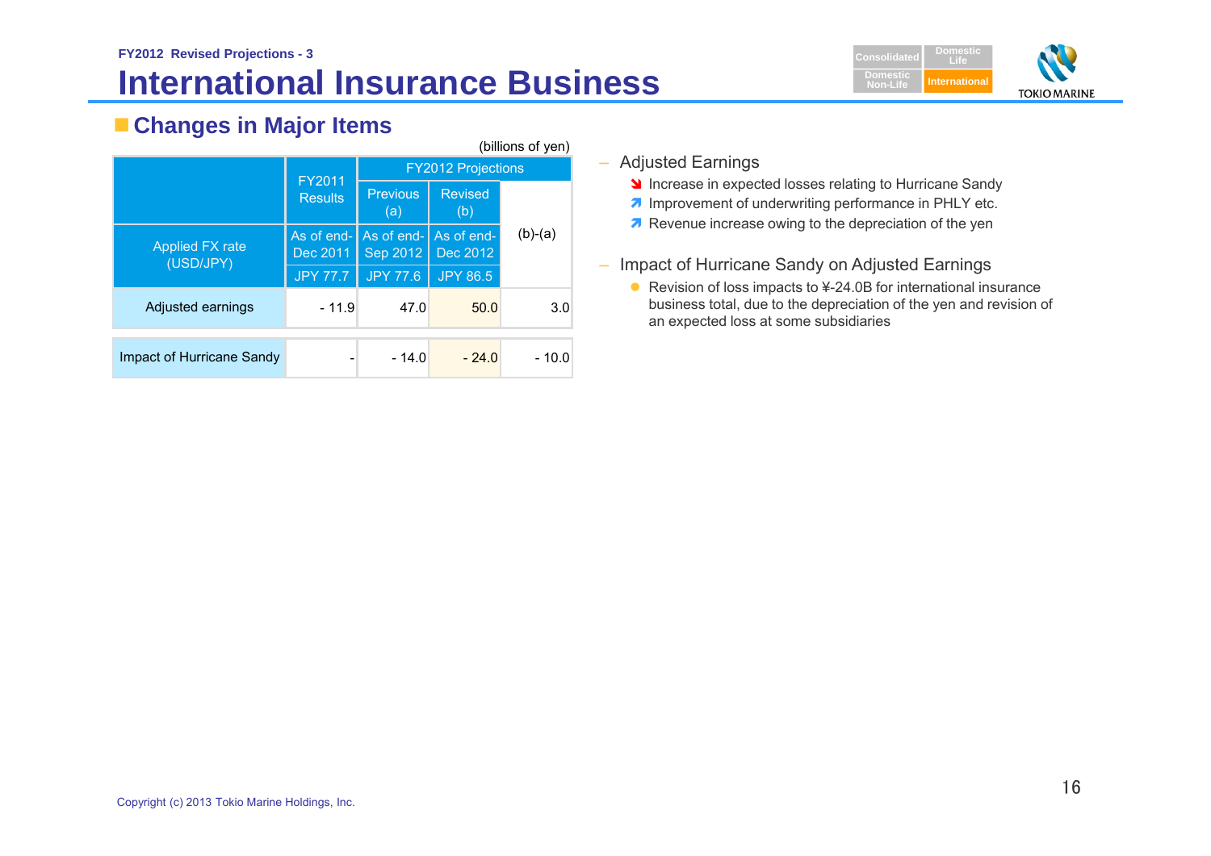FY2012 Revised Projections - 3

# International Insurance Business

## Changes in Major Items

(billions of yen)

| | FY2011 Results | FY2012 Projections | | |
|---|---|---|---|---|
| | | Previous (a) | Revised (b) | (b)-(a) |
| Applied FX rate (USD/JPY) | As of end-Dec 2011 JPY 77.7 | As of end-Sep 2012 JPY 77.6 | As of end-Dec 2012 JPY 86.5 | |
| Adjusted earnings | - 11.9 | 47.0 | 50.0 | 3.0 |
| Impact of Hurricane Sandy | - | - 14.0 | - 24.0 | - 10.0 |

- Adjusted Earnings
  - ↘ Increase in expected losses relating to Hurricane Sandy
  - ↗ Improvement of underwriting performance in PHLY etc.
  - ↗ Revenue increase owing to the depreciation of the yen

- Impact of Hurricane Sandy on Adjusted Earnings
  - Revision of loss impacts to ¥-24.0B for international insurance business total, due to the depreciation of the yen and revision of an expected loss at some subsidiaries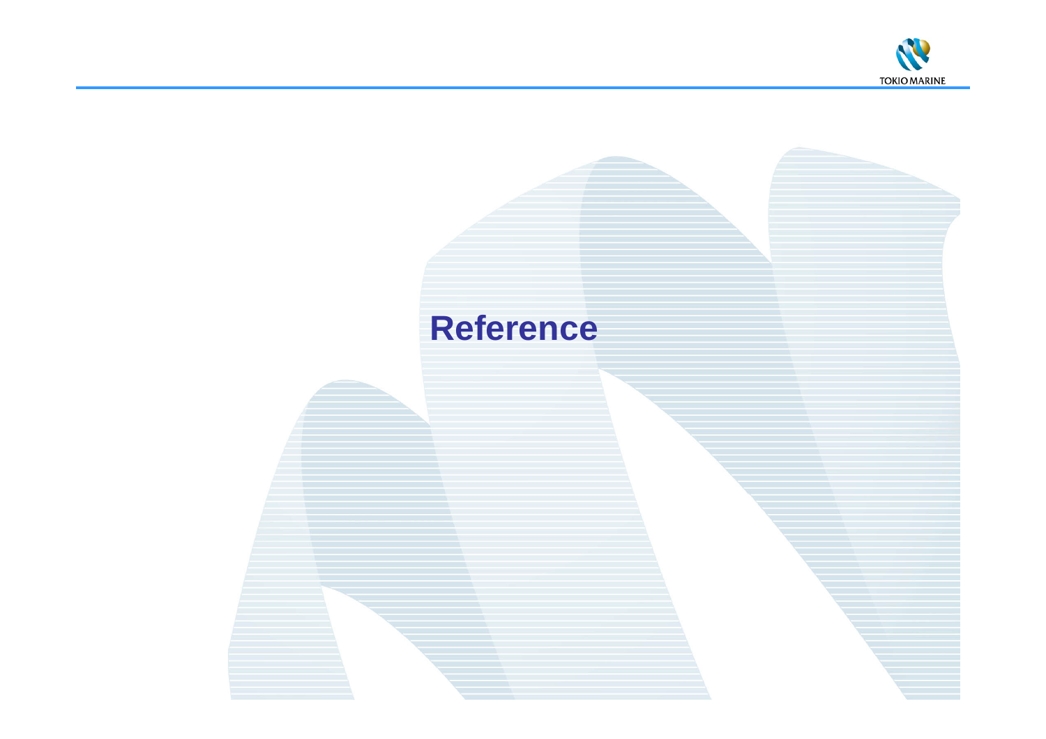# Reference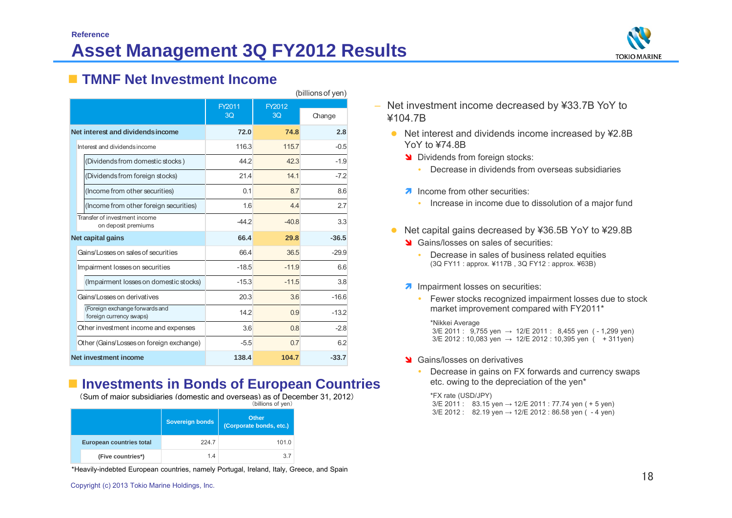Reference

# Asset Management 3Q FY2012 Results

## TMNF Net Investment Income

(billions of yen)

| | FY2011 3Q | FY2012 3Q | Change |
|---|---|---|---|
| **Net interest and dividends income** | **72.0** | **74.8** | **2.8** |
| Interest and dividends income | 116.3 | 115.7 | -0.5 |
| (Dividends from domestic stocks) | 44.2 | 42.3 | -1.9 |
| (Dividends from foreign stocks) | 21.4 | 14.1 | -7.2 |
| (Income from other securities) | 0.1 | 8.7 | 8.6 |
| (Income from other foreign securities) | 1.6 | 4.4 | 2.7 |
| Transfer of investment income on deposit premiums | -44.2 | -40.8 | 3.3 |
| **Net capital gains** | **66.4** | **29.8** | **-36.5** |
| Gains/Losses on sales of securities | 66.4 | 36.5 | -29.9 |
| Impairment losses on securities | -18.5 | -11.9 | 6.6 |
| (Impairment losses on domestic stocks) | -15.3 | -11.5 | 3.8 |
| Gains/Losses on derivatives | 20.3 | 3.6 | -16.6 |
| (Foreign exchange forwards and foreign currency swaps) | 14.2 | 0.9 | -13.2 |
| Other investment income and expenses | 3.6 | 0.8 | -2.8 |
| Other (Gains/Losses on foreign exchange) | -5.5 | 0.7 | 6.2 |
| **Net investment income** | **138.4** | **104.7** | **-33.7** |

- Net investment income decreased by ¥33.7B YoY to ¥104.7B
  - Net interest and dividends income increased by ¥2.8B YoY to ¥74.8B
    - Dividends from foreign stocks:
      - Decrease in dividends from overseas subsidiaries
    - Income from other securities:
      - Increase in income due to dissolution of a major fund
  - Net capital gains decreased by ¥36.5B YoY to ¥29.8B
    - Gains/losses on sales of securities:
      - Decrease in sales of business related equities (3Q FY11 : approx. ¥117B , 3Q FY12 : approx. ¥63B)
    - Impairment losses on securities:
      - Fewer stocks recognized impairment losses due to stock market improvement compared with FY2011*

        *Nikkei Average
        3/E 2011 : 9,755 yen → 12/E 2011 : 8,455 yen ( - 1,299 yen)
        3/E 2012 : 10,083 yen → 12/E 2012 : 10,395 yen ( + 311yen)
    - Gains/losses on derivatives
      - Decrease in gains on FX forwards and currency swaps etc. owing to the depreciation of the yen*

        *FX rate (USD/JPY)
        3/E 2011 : 83.15 yen → 12/E 2011 : 77.74 yen ( + 5 yen)
        3/E 2012 : 82.19 yen → 12/E 2012 : 86.58 yen ( - 4 yen)

## Investments in Bonds of European Countries

(Sum of major subsidiaries (domestic and overseas) as of December 31, 2012)

(billions of yen)

| | Sovereign bonds | Other (Corporate bonds, etc.) |
|---|---|---|
| **European countries total** | 224.7 | 101.0 |
| **(Five countries*)** | 1.4 | 3.7 |

*Heavily-indebted European countries, namely Portugal, Ireland, Italy, Greece, and Spain

Copyright (c) 2013 Tokio Marine Holdings, Inc.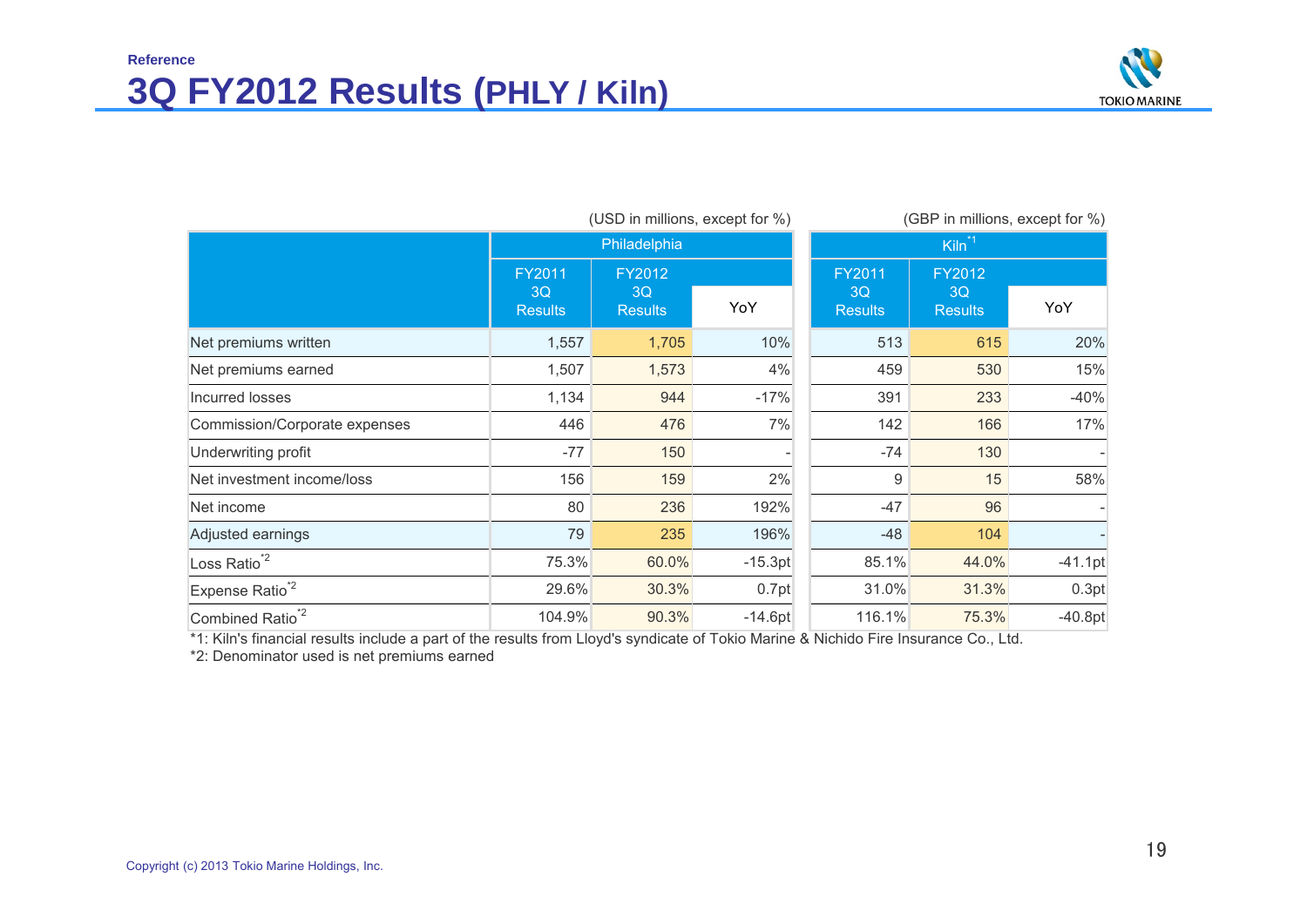Reference

# 3Q FY2012 Results (PHLY / Kiln)

| | Philadelphia (USD in millions, except for %) | | | Kiln[*1] (GBP in millions, except for %) | | |
|---|---|---|---|---|---|---|
| | FY2011 3Q Results | FY2012 3Q Results | YoY | FY2011 3Q Results | FY2012 3Q Results | YoY |
| Net premiums written | 1,557 | 1,705 | 10% | 513 | 615 | 20% |
| Net premiums earned | 1,507 | 1,573 | 4% | 459 | 530 | 15% |
| Incurred losses | 1,134 | 944 | -17% | 391 | 233 | -40% |
| Commission/Corporate expenses | 446 | 476 | 7% | 142 | 166 | 17% |
| Underwriting profit | -77 | 150 | - | -74 | 130 | - |
| Net investment income/loss | 156 | 159 | 2% | 9 | 15 | 58% |
| Net income | 80 | 236 | 192% | -47 | 96 | - |
| Adjusted earnings | 79 | 235 | 196% | -48 | 104 | - |
| Loss Ratio[*2] | 75.3% | 60.0% | -15.3pt | 85.1% | 44.0% | -41.1pt |
| Expense Ratio[*2] | 29.6% | 30.3% | 0.7pt | 31.0% | 31.3% | 0.3pt |
| Combined Ratio[*2] | 104.9% | 90.3% | -14.6pt | 116.1% | 75.3% | -40.8pt |

*1: Kiln's financial results include a part of the results from Lloyd's syndicate of Tokio Marine & Nichido Fire Insurance Co., Ltd.

*2: Denominator used is net premiums earned

Copyright (c) 2013 Tokio Marine Holdings, Inc.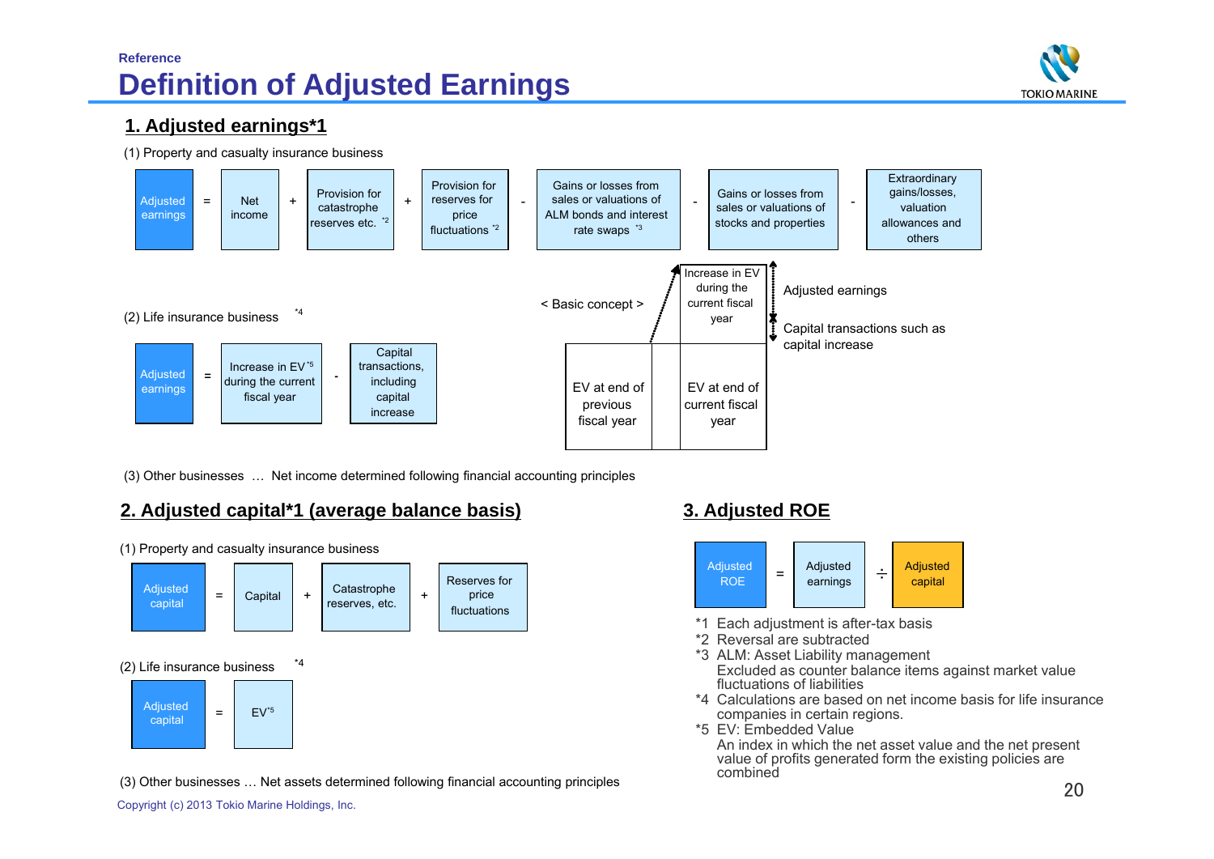Reference

# Definition of Adjusted Earnings

## 1. Adjusted earnings*1

(1) Property and casualty insurance business

Adjusted earnings = Net income + Provision for catastrophe reserves etc. *2 + Provision for reserves for price fluctuations *2 - Gains or losses from sales or valuations of ALM bonds and interest rate swaps *3 - Gains or losses from sales or valuations of stocks and properties - Extraordinary gains/losses, valuation allowances and others

(2) Life insurance business *4

Adjusted earnings = Increase in EV*5 during the current fiscal year - Capital transactions, including capital increase

< Basic concept >

| EV at end of previous fiscal year | | EV at end of current fiscal year |
|---|---|---|

Increase in EV during the current fiscal year:
- Adjusted earnings
- Capital transactions such as capital increase

(3) Other businesses … Net income determined following financial accounting principles

## 2. Adjusted capital*1 (average balance basis)

(1) Property and casualty insurance business

Adjusted capital = Capital + Catastrophe reserves, etc. + Reserves for price fluctuations

(2) Life insurance business *4

Adjusted capital = EV*5

(3) Other businesses … Net assets determined following financial accounting principles

## 3. Adjusted ROE

Adjusted ROE = Adjusted earnings ÷ Adjusted capital

*1 Each adjustment is after-tax basis
*2 Reversal are subtracted
*3 ALM: Asset Liability management
Excluded as counter balance items against market value fluctuations of liabilities
*4 Calculations are based on net income basis for life insurance companies in certain regions.
*5 EV: Embedded Value
An index in which the net asset value and the net present value of profits generated form the existing policies are combined

Copyright (c) 2013 Tokio Marine Holdings, Inc.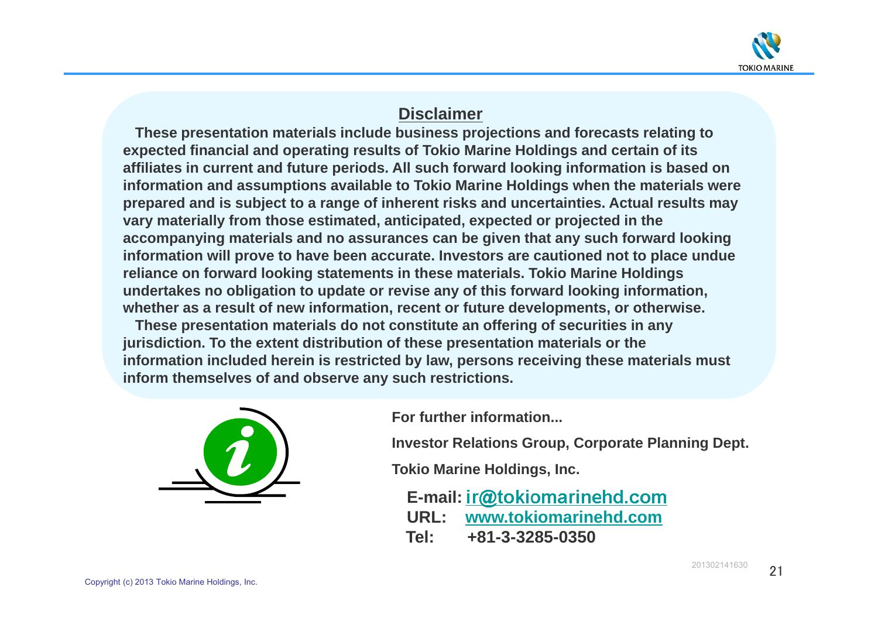## Disclaimer

These presentation materials include business projections and forecasts relating to expected financial and operating results of Tokio Marine Holdings and certain of its affiliates in current and future periods. All such forward looking information is based on information and assumptions available to Tokio Marine Holdings when the materials were prepared and is subject to a range of inherent risks and uncertainties. Actual results may vary materially from those estimated, anticipated, expected or projected in the accompanying materials and no assurances can be given that any such forward looking information will prove to have been accurate. Investors are cautioned not to place undue reliance on forward looking statements in these materials. Tokio Marine Holdings undertakes no obligation to update or revise any of this forward looking information, whether as a result of new information, recent or future developments, or otherwise.

These presentation materials do not constitute an offering of securities in any jurisdiction. To the extent distribution of these presentation materials or the information included herein is restricted by law, persons receiving these materials must inform themselves of and observe any such restrictions.

**For further information...**

**Investor Relations Group, Corporate Planning Dept.**

**Tokio Marine Holdings, Inc.**

**E-mail:** ir@tokiomarinehd.com
**URL:** www.tokiomarinehd.com
**Tel:** +81-3-3285-0350

201302141630

Copyright (c) 2013 Tokio Marine Holdings, Inc.